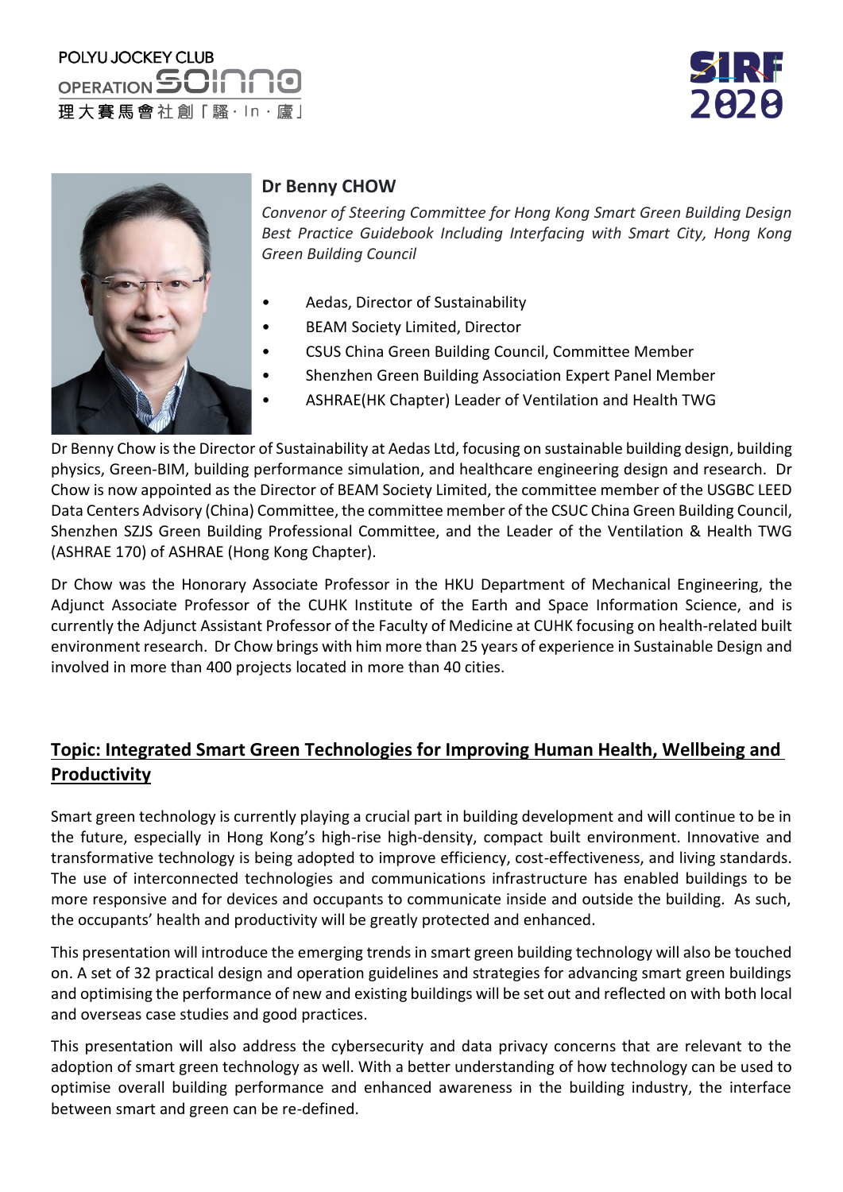POLYU JOCKEY CLUB OPERATION SOINNO 理大賽馬會社創「騷·In·廬」

SIRF 2020

## Dr Benny CHOW

*Convenor of Steering Committee for Hong Kong Smart Green Building Design Best Practice Guidebook Including Interfacing with Smart City, Hong Kong Green Building Council*

- Aedas, Director of Sustainability
- BEAM Society Limited, Director
- CSUS China Green Building Council, Committee Member
- Shenzhen Green Building Association Expert Panel Member
- ASHRAE(HK Chapter) Leader of Ventilation and Health TWG

Dr Benny Chow is the Director of Sustainability at Aedas Ltd, focusing on sustainable building design, building physics, Green-BIM, building performance simulation, and healthcare engineering design and research. Dr Chow is now appointed as the Director of BEAM Society Limited, the committee member of the USGBC LEED Data Centers Advisory (China) Committee, the committee member of the CSUC China Green Building Council, Shenzhen SZJS Green Building Professional Committee, and the Leader of the Ventilation & Health TWG (ASHRAE 170) of ASHRAE (Hong Kong Chapter).

Dr Chow was the Honorary Associate Professor in the HKU Department of Mechanical Engineering, the Adjunct Associate Professor of the CUHK Institute of the Earth and Space Information Science, and is currently the Adjunct Assistant Professor of the Faculty of Medicine at CUHK focusing on health-related built environment research. Dr Chow brings with him more than 25 years of experience in Sustainable Design and involved in more than 400 projects located in more than 40 cities.

## Topic: Integrated Smart Green Technologies for Improving Human Health, Wellbeing and Productivity

Smart green technology is currently playing a crucial part in building development and will continue to be in the future, especially in Hong Kong's high-rise high-density, compact built environment. Innovative and transformative technology is being adopted to improve efficiency, cost-effectiveness, and living standards. The use of interconnected technologies and communications infrastructure has enabled buildings to be more responsive and for devices and occupants to communicate inside and outside the building. As such, the occupants' health and productivity will be greatly protected and enhanced.

This presentation will introduce the emerging trends in smart green building technology will also be touched on. A set of 32 practical design and operation guidelines and strategies for advancing smart green buildings and optimising the performance of new and existing buildings will be set out and reflected on with both local and overseas case studies and good practices.

This presentation will also address the cybersecurity and data privacy concerns that are relevant to the adoption of smart green technology as well. With a better understanding of how technology can be used to optimise overall building performance and enhanced awareness in the building industry, the interface between smart and green can be re-defined.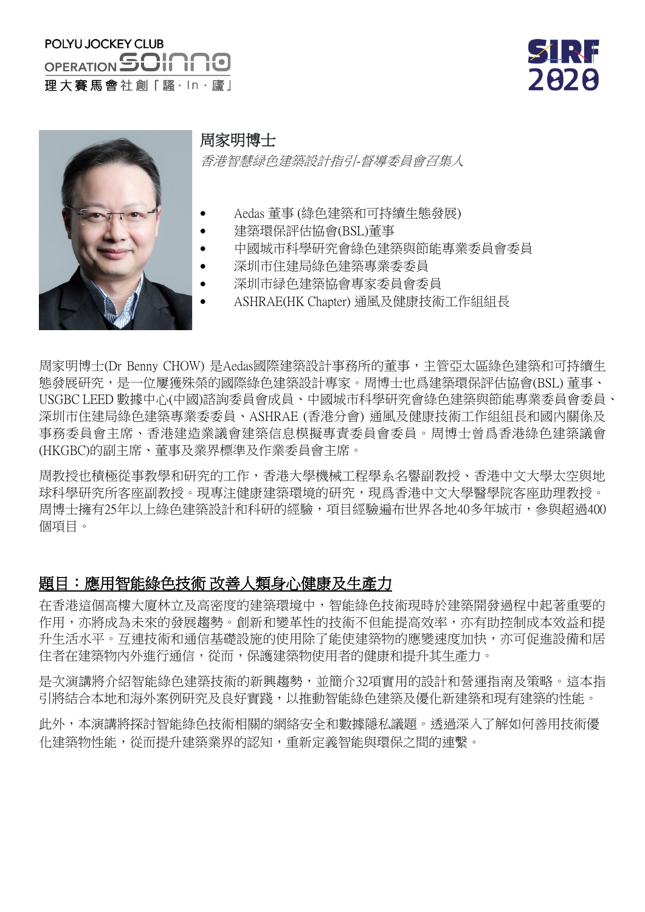POLYU JOCKEY CLUB
OPERATION SOINNO
理大賽馬會社創「騷·In·廬」

SIRF 2020

## 周家明博士

*香港智慧綠色建築設計指引-督導委員會召集人*

- Aedas 董事 (綠色建築和可持續生態發展)
- 建築環保評估協會(BSL)董事
- 中國城市科學研究會綠色建築與節能專業委員會委員
- 深圳市住建局綠色建築專業委委員
- 深圳市綠色建築協會專家委員會委員
- ASHRAE(HK Chapter) 通風及健康技術工作組組長

周家明博士(Dr Benny CHOW) 是Aedas國際建築設計事務所的董事，主管亞太區綠色建築和可持續生態發展研究，是一位屢獲殊榮的國際綠色建築設計專家。周博士也爲建築環保評估協會(BSL) 董事、USGBC LEED 數據中心(中國)諮詢委員會成員、中國城市科學研究會綠色建築與節能專業委員會委員、深圳市住建局綠色建築專業委委員、ASHRAE (香港分會) 通風及健康技術工作組組長和國內關係及事務委員會主席、香港建造業議會建築信息模擬專責委員會委員。周博士曾爲香港綠色建築議會(HKGBC)的副主席、董事及業界標準及作業委員會主席。

周教授也積極從事教學和研究的工作，香港大學機械工程學系名譽副教授、香港中文大學太空與地球科學研究所客座副教授。現專注健康建築環境的研究，現爲香港中文大學醫學院客座助理教授。周博士擁有25年以上綠色建築設計和科研的經驗，項目經驗遍布世界各地40多年城市，參與超過400個項目。

## <u>題目：應用智能綠色技術 改善人類身心健康及生產力</u>

在香港這個高樓大廈林立及高密度的建築環境中，智能綠色技術現時於建築開發過程中起著重要的作用，亦將成為未來的發展趨勢。創新和變革性的技術不但能提高效率，亦有助控制成本效益和提升生活水平。互連技術和通信基礎設施的使用除了能使建築物的應變速度加快，亦可促進設備和居住者在建築物內外進行通信，從而，保護建築物使用者的健康和提升其生產力。

是次演講將介紹智能綠色建築技術的新興趨勢，並簡介32項實用的設計和營運指南及策略。這本指引將結合本地和海外案例研究及良好實踐，以推動智能綠色建築及優化新建築和現有建築的性能。

此外，本演講將探討智能綠色技術相關的網絡安全和數據隱私議題。透過深入了解如何善用技術優化建築物性能，從而提升建築業界的認知，重新定義智能與環保之間的連繫。